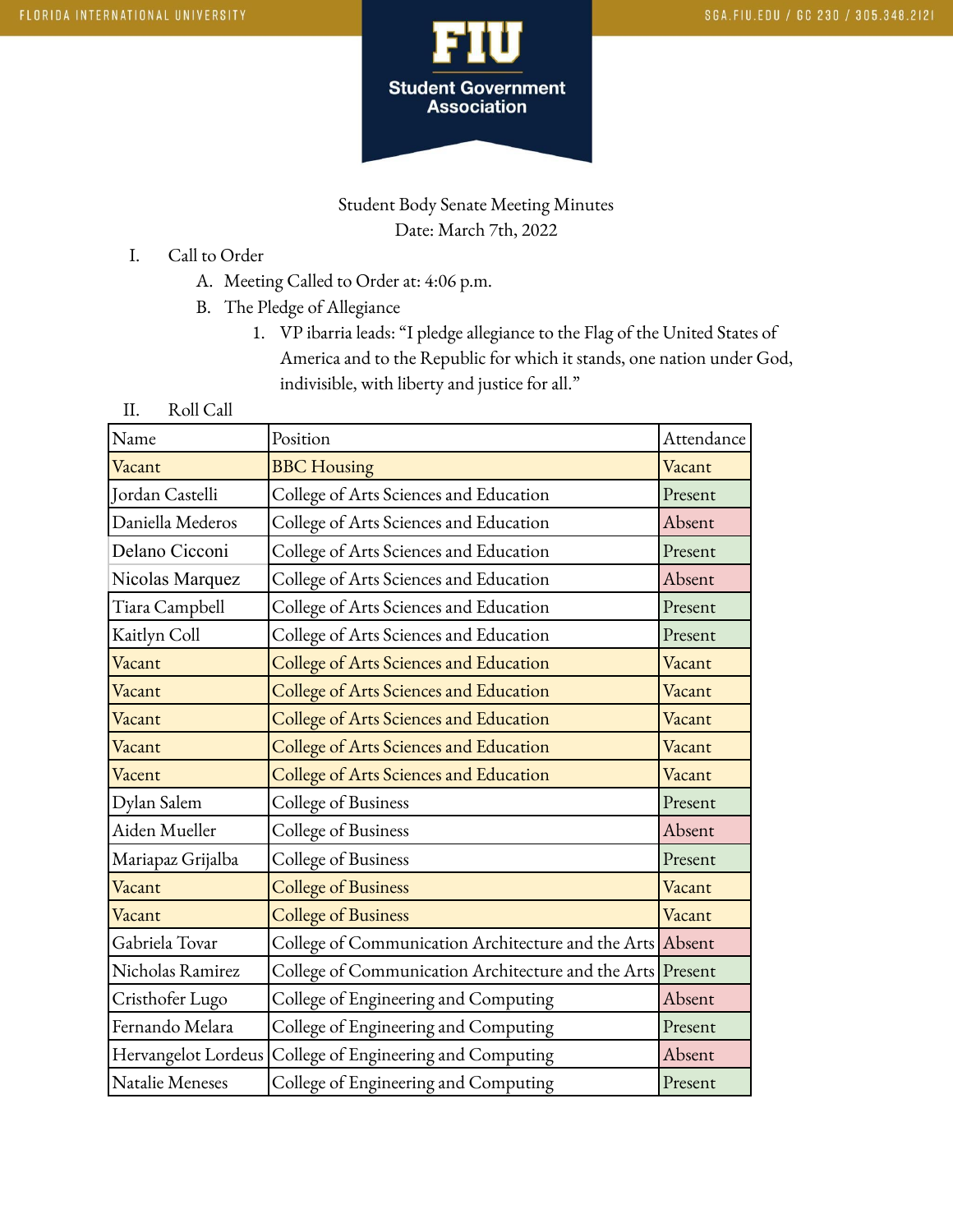Student Body Senate Meeting Minutes

Date: March 7th, 2022

I. Call to Order
   A. Meeting Called to Order at: 4:06 p.m.
   B. The Pledge of Allegiance
      1. VP ibarria leads: "I pledge allegiance to the Flag of the United States of America and to the Republic for which it stands, one nation under God, indivisible, with liberty and justice for all."

II. Roll Call

| Name | Position | Attendance |
|---|---|---|
| Vacant | BBC Housing | Vacant |
| Jordan Castelli | College of Arts Sciences and Education | Present |
| Daniella Mederos | College of Arts Sciences and Education | Absent |
| Delano Cicconi | College of Arts Sciences and Education | Present |
| Nicolas Marquez | College of Arts Sciences and Education | Absent |
| Tiara Campbell | College of Arts Sciences and Education | Present |
| Kaitlyn Coll | College of Arts Sciences and Education | Present |
| Vacant | College of Arts Sciences and Education | Vacant |
| Vacant | College of Arts Sciences and Education | Vacant |
| Vacant | College of Arts Sciences and Education | Vacant |
| Vacant | College of Arts Sciences and Education | Vacant |
| Vacent | College of Arts Sciences and Education | Vacant |
| Dylan Salem | College of Business | Present |
| Aiden Mueller | College of Business | Absent |
| Mariapaz Grijalba | College of Business | Present |
| Vacant | College of Business | Vacant |
| Vacant | College of Business | Vacant |
| Gabriela Tovar | College of Communication Architecture and the Arts | Absent |
| Nicholas Ramirez | College of Communication Architecture and the Arts | Present |
| Cristhofer Lugo | College of Engineering and Computing | Absent |
| Fernando Melara | College of Engineering and Computing | Present |
| Hervangelot Lordeus | College of Engineering and Computing | Absent |
| Natalie Meneses | College of Engineering and Computing | Present |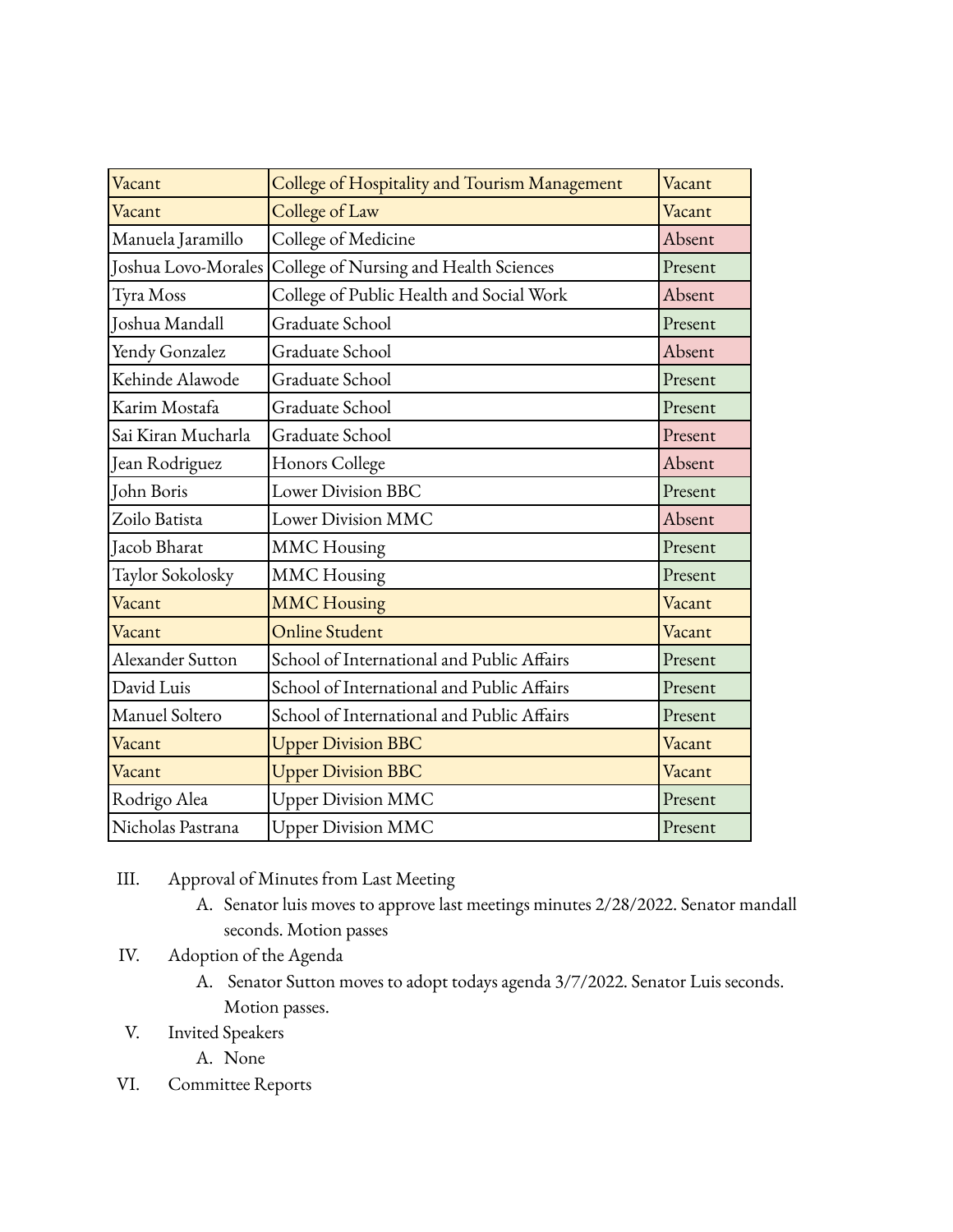| Vacant | College of Hospitality and Tourism Management | Vacant |
|---|---|---|
| Vacant | College of Law | Vacant |
| Manuela Jaramillo | College of Medicine | Absent |
| Joshua Lovo-Morales | College of Nursing and Health Sciences | Present |
| Tyra Moss | College of Public Health and Social Work | Absent |
| Joshua Mandall | Graduate School | Present |
| Yendy Gonzalez | Graduate School | Absent |
| Kehinde Alawode | Graduate School | Present |
| Karim Mostafa | Graduate School | Present |
| Sai Kiran Mucharla | Graduate School | Present |
| Jean Rodriguez | Honors College | Absent |
| John Boris | Lower Division BBC | Present |
| Zoilo Batista | Lower Division MMC | Absent |
| Jacob Bharat | MMC Housing | Present |
| Taylor Sokolosky | MMC Housing | Present |
| Vacant | MMC Housing | Vacant |
| Vacant | Online Student | Vacant |
| Alexander Sutton | School of International and Public Affairs | Present |
| David Luis | School of International and Public Affairs | Present |
| Manuel Soltero | School of International and Public Affairs | Present |
| Vacant | Upper Division BBC | Vacant |
| Vacant | Upper Division BBC | Vacant |
| Rodrigo Alea | Upper Division MMC | Present |
| Nicholas Pastrana | Upper Division MMC | Present |

III. Approval of Minutes from Last Meeting
   A. Senator luis moves to approve last meetings minutes 2/28/2022. Senator mandall seconds. Motion passes

IV. Adoption of the Agenda
   A. Senator Sutton moves to adopt todays agenda 3/7/2022. Senator Luis seconds. Motion passes.

V. Invited Speakers
   A. None

VI. Committee Reports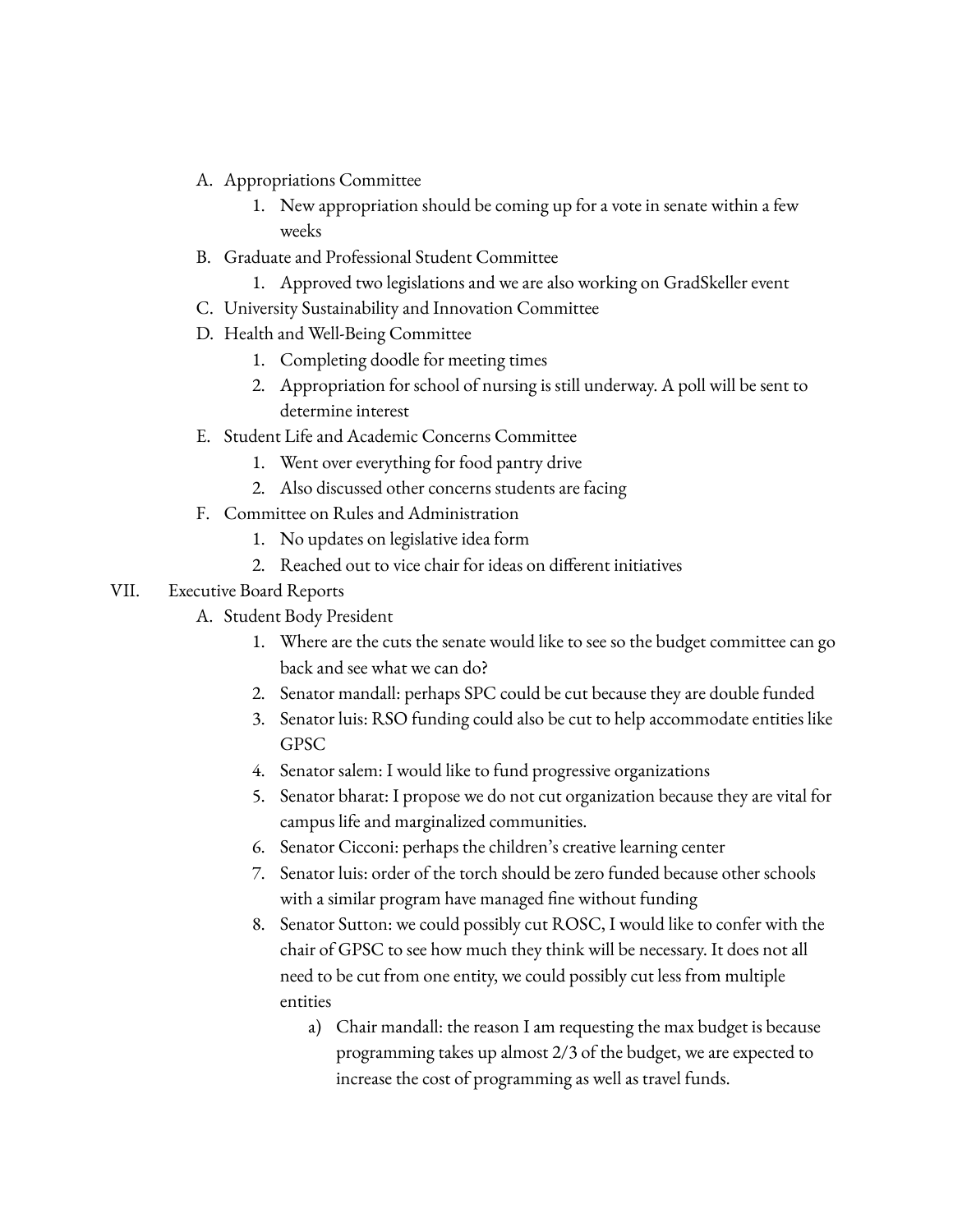A. Appropriations Committee
    1. New appropriation should be coming up for a vote in senate within a few weeks
B. Graduate and Professional Student Committee
    1. Approved two legislations and we are also working on GradSkeller event
C. University Sustainability and Innovation Committee
D. Health and Well-Being Committee
    1. Completing doodle for meeting times
    2. Appropriation for school of nursing is still underway. A poll will be sent to determine interest
E. Student Life and Academic Concerns Committee
    1. Went over everything for food pantry drive
    2. Also discussed other concerns students are facing
F. Committee on Rules and Administration
    1. No updates on legislative idea form
    2. Reached out to vice chair for ideas on different initiatives

VII. Executive Board Reports

A. Student Body President
    1. Where are the cuts the senate would like to see so the budget committee can go back and see what we can do?
    2. Senator mandall: perhaps SPC could be cut because they are double funded
    3. Senator luis: RSO funding could also be cut to help accommodate entities like GPSC
    4. Senator salem: I would like to fund progressive organizations
    5. Senator bharat: I propose we do not cut organization because they are vital for campus life and marginalized communities.
    6. Senator Cicconi: perhaps the children's creative learning center
    7. Senator luis: order of the torch should be zero funded because other schools with a similar program have managed fine without funding
    8. Senator Sutton: we could possibly cut ROSC, I would like to confer with the chair of GPSC to see how much they think will be necessary. It does not all need to be cut from one entity, we could possibly cut less from multiple entities
        a) Chair mandall: the reason I am requesting the max budget is because programming takes up almost 2/3 of the budget, we are expected to increase the cost of programming as well as travel funds.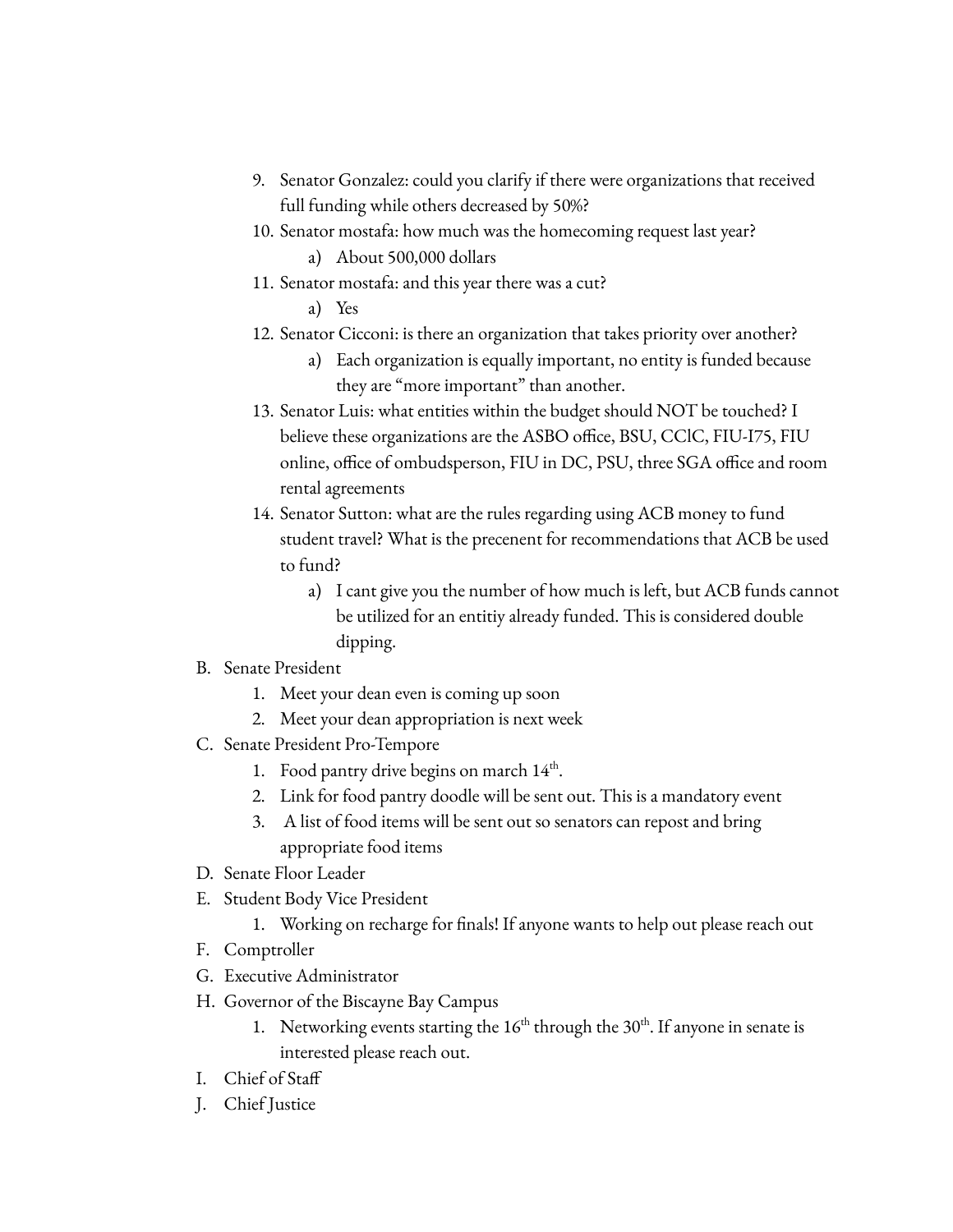9. Senator Gonzalez: could you clarify if there were organizations that received full funding while others decreased by 50%?
10. Senator mostafa: how much was the homecoming request last year?
    a) About 500,000 dollars
11. Senator mostafa: and this year there was a cut?
    a) Yes
12. Senator Cicconi: is there an organization that takes priority over another?
    a) Each organization is equally important, no entity is funded because they are "more important" than another.
13. Senator Luis: what entities within the budget should NOT be touched? I believe these organizations are the ASBO office, BSU, CClC, FIU-I75, FIU online, office of ombudsperson, FIU in DC, PSU, three SGA office and room rental agreements
14. Senator Sutton: what are the rules regarding using ACB money to fund student travel? What is the precenent for recommendations that ACB be used to fund?
    a) I cant give you the number of how much is left, but ACB funds cannot be utilized for an entitiy already funded. This is considered double dipping.

B. Senate President
   1. Meet your dean even is coming up soon
   2. Meet your dean appropriation is next week

C. Senate President Pro-Tempore
   1. Food pantry drive begins on march 14th.
   2. Link for food pantry doodle will be sent out. This is a mandatory event
   3. A list of food items will be sent out so senators can repost and bring appropriate food items

D. Senate Floor Leader

E. Student Body Vice President
   1. Working on recharge for finals! If anyone wants to help out please reach out

F. Comptroller

G. Executive Administrator

H. Governor of the Biscayne Bay Campus
   1. Networking events starting the 16th through the 30th. If anyone in senate is interested please reach out.

I. Chief of Staff

J. Chief Justice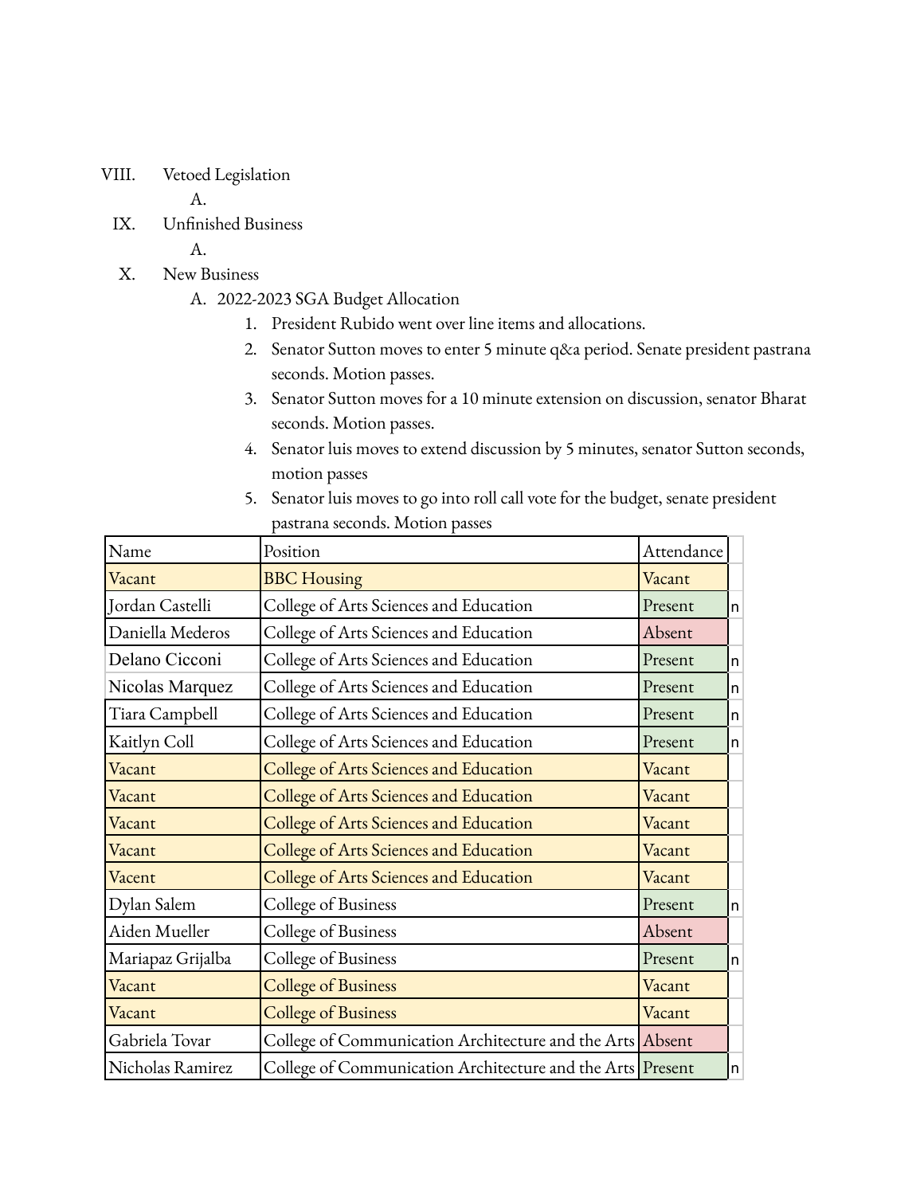VIII. Vetoed Legislation

A.

IX. Unfinished Business

A.

X. New Business

A. 2022-2023 SGA Budget Allocation

1. President Rubido went over line items and allocations.
2. Senator Sutton moves to enter 5 minute q&a period. Senate president pastrana seconds. Motion passes.
3. Senator Sutton moves for a 10 minute extension on discussion, senator Bharat seconds. Motion passes.
4. Senator luis moves to extend discussion by 5 minutes, senator Sutton seconds, motion passes
5. Senator luis moves to go into roll call vote for the budget, senate president pastrana seconds. Motion passes

| Name | Position | Attendance | |
|---|---|---|---|
| Vacant | BBC Housing | Vacant | |
| Jordan Castelli | College of Arts Sciences and Education | Present | n |
| Daniella Mederos | College of Arts Sciences and Education | Absent | |
| Delano Cicconi | College of Arts Sciences and Education | Present | n |
| Nicolas Marquez | College of Arts Sciences and Education | Present | n |
| Tiara Campbell | College of Arts Sciences and Education | Present | n |
| Kaitlyn Coll | College of Arts Sciences and Education | Present | n |
| Vacant | College of Arts Sciences and Education | Vacant | |
| Vacant | College of Arts Sciences and Education | Vacant | |
| Vacant | College of Arts Sciences and Education | Vacant | |
| Vacant | College of Arts Sciences and Education | Vacant | |
| Vacent | College of Arts Sciences and Education | Vacant | |
| Dylan Salem | College of Business | Present | n |
| Aiden Mueller | College of Business | Absent | |
| Mariapaz Grijalba | College of Business | Present | n |
| Vacant | College of Business | Vacant | |
| Vacant | College of Business | Vacant | |
| Gabriela Tovar | College of Communication Architecture and the Arts | Absent | |
| Nicholas Ramirez | College of Communication Architecture and the Arts | Present | n |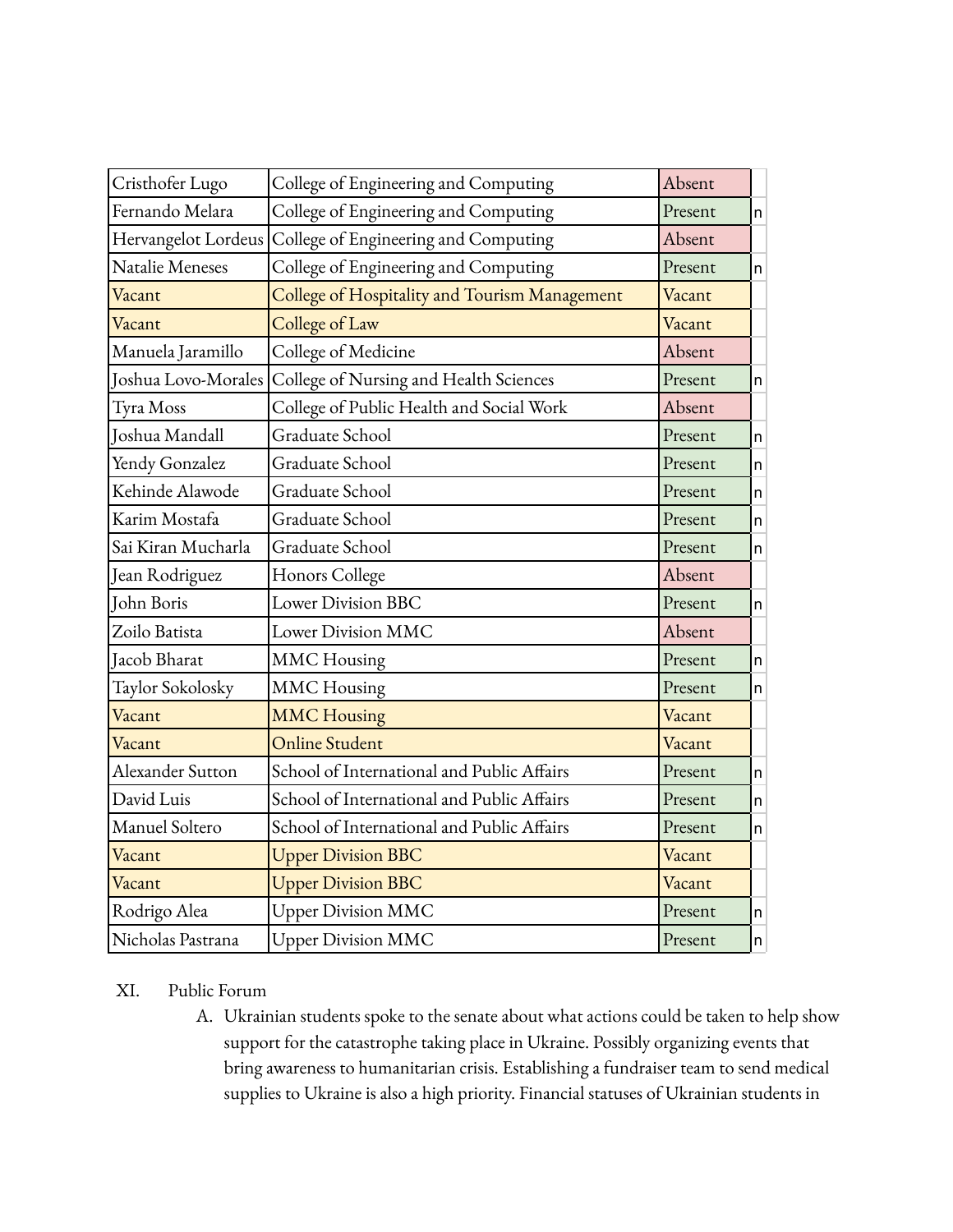| Cristhofer Lugo | College of Engineering and Computing | Absent | |
|---|---|---|---|
| Fernando Melara | College of Engineering and Computing | Present | n |
| Hervangelot Lordeus | College of Engineering and Computing | Absent | |
| Natalie Meneses | College of Engineering and Computing | Present | n |
| Vacant | College of Hospitality and Tourism Management | Vacant | |
| Vacant | College of Law | Vacant | |
| Manuela Jaramillo | College of Medicine | Absent | |
| Joshua Lovo-Morales | College of Nursing and Health Sciences | Present | n |
| Tyra Moss | College of Public Health and Social Work | Absent | |
| Joshua Mandall | Graduate School | Present | n |
| Yendy Gonzalez | Graduate School | Present | n |
| Kehinde Alawode | Graduate School | Present | n |
| Karim Mostafa | Graduate School | Present | n |
| Sai Kiran Mucharla | Graduate School | Present | n |
| Jean Rodriguez | Honors College | Absent | |
| John Boris | Lower Division BBC | Present | n |
| Zoilo Batista | Lower Division MMC | Absent | |
| Jacob Bharat | MMC Housing | Present | n |
| Taylor Sokolosky | MMC Housing | Present | n |
| Vacant | MMC Housing | Vacant | |
| Vacant | Online Student | Vacant | |
| Alexander Sutton | School of International and Public Affairs | Present | n |
| David Luis | School of International and Public Affairs | Present | n |
| Manuel Soltero | School of International and Public Affairs | Present | n |
| Vacant | Upper Division BBC | Vacant | |
| Vacant | Upper Division BBC | Vacant | |
| Rodrigo Alea | Upper Division MMC | Present | n |
| Nicholas Pastrana | Upper Division MMC | Present | n |

XI. Public Forum

A. Ukrainian students spoke to the senate about what actions could be taken to help show support for the catastrophe taking place in Ukraine. Possibly organizing events that bring awareness to humanitarian crisis. Establishing a fundraiser team to send medical supplies to Ukraine is also a high priority. Financial statuses of Ukrainian students in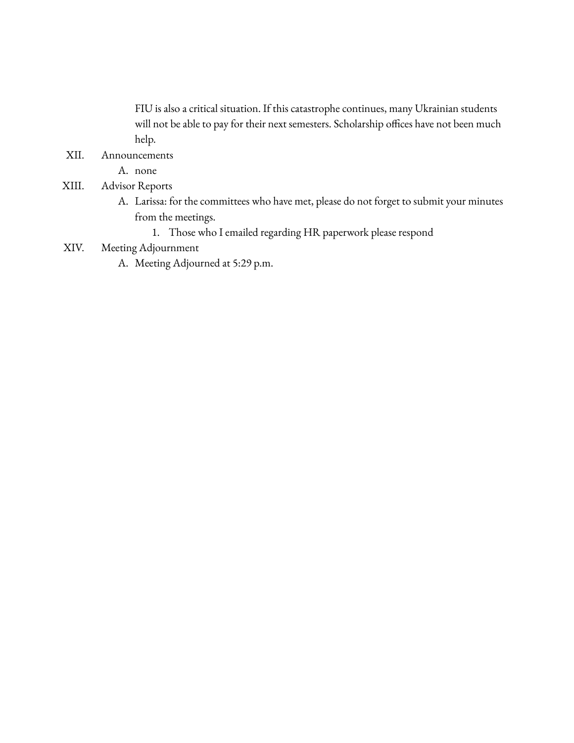FIU is also a critical situation. If this catastrophe continues, many Ukrainian students will not be able to pay for their next semesters. Scholarship offices have not been much help.

XII. Announcements

  A. none

XIII. Advisor Reports

  A. Larissa: for the committees who have met, please do not forget to submit your minutes from the meetings.

    1. Those who I emailed regarding HR paperwork please respond

XIV. Meeting Adjournment

  A. Meeting Adjourned at 5:29 p.m.